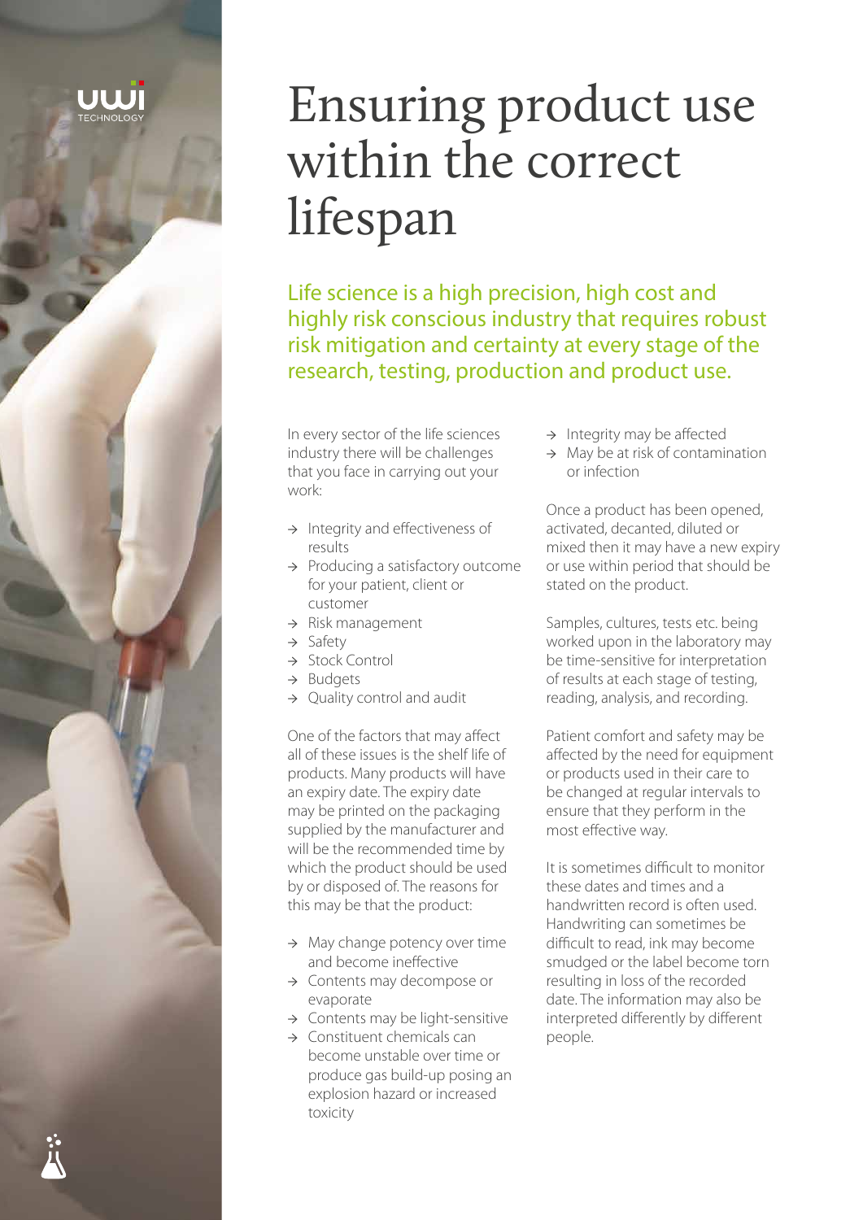# Ensuring product use within the correct lifespan

## Life science is a high precision, high cost and highly risk conscious industry that requires robust risk mitigation and certainty at every stage of the research, testing, production and product use.

In every sector of the life sciences industry there will be challenges that you face in carrying out your work:

- Integrity and effectiveness of results
- Producing a satisfactory outcome for your patient, client or customer
- Risk management
- Safety
- Stock Control
- Budgets
- Quality control and audit

One of the factors that may affect all of these issues is the shelf life of products. Many products will have an expiry date. The expiry date may be printed on the packaging supplied by the manufacturer and will be the recommended time by which the product should be used by or disposed of. The reasons for this may be that the product:

- May change potency over time and become ineffective
- Contents may decompose or evaporate
- Contents may be light-sensitive
- Constituent chemicals can become unstable over time or produce gas build-up posing an explosion hazard or increased toxicity
- Integrity may be affected
- May be at risk of contamination or infection

Once a product has been opened, activated, decanted, diluted or mixed then it may have a new expiry or use within period that should be stated on the product.

Samples, cultures, tests etc. being worked upon in the laboratory may be time-sensitive for interpretation of results at each stage of testing, reading, analysis, and recording.

Patient comfort and safety may be affected by the need for equipment or products used in their care to be changed at regular intervals to ensure that they perform in the most effective way.

It is sometimes difficult to monitor these dates and times and a handwritten record is often used. Handwriting can sometimes be difficult to read, ink may become smudged or the label become torn resulting in loss of the recorded date. The information may also be interpreted differently by different people.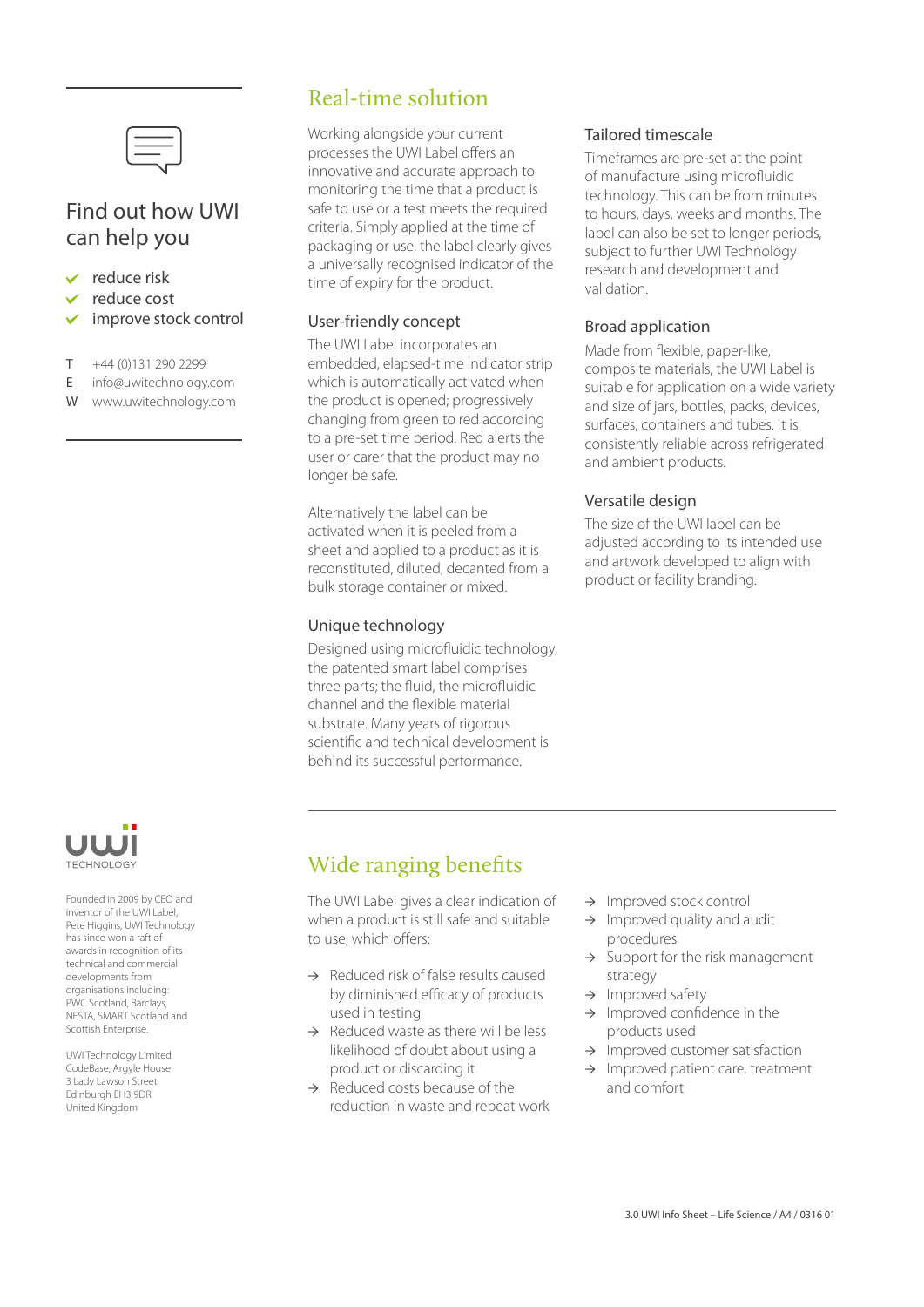## Find out how UWI can help you

- reduce risk
- reduce cost
- improve stock control

T +44 (0)131 290 2299
E info@uwitechnology.com
W www.uwitechnology.com

# Real-time solution

Working alongside your current processes the UWI Label offers an innovative and accurate approach to monitoring the time that a product is safe to use or a test meets the required criteria. Simply applied at the time of packaging or use, the label clearly gives a universally recognised indicator of the time of expiry for the product.

### User-friendly concept

The UWI Label incorporates an embedded, elapsed-time indicator strip which is automatically activated when the product is opened; progressively changing from green to red according to a pre-set time period. Red alerts the user or carer that the product may no longer be safe.

Alternatively the label can be activated when it is peeled from a sheet and applied to a product as it is reconstituted, diluted, decanted from a bulk storage container or mixed.

### Unique technology

Designed using microfluidic technology, the patented smart label comprises three parts; the fluid, the microfluidic channel and the flexible material substrate. Many years of rigorous scientific and technical development is behind its successful performance.

### Tailored timescale

Timeframes are pre-set at the point of manufacture using microfluidic technology. This can be from minutes to hours, days, weeks and months. The label can also be set to longer periods, subject to further UWI Technology research and development and validation.

### Broad application

Made from flexible, paper-like, composite materials, the UWI Label is suitable for application on a wide variety and size of jars, bottles, packs, devices, surfaces, containers and tubes. It is consistently reliable across refrigerated and ambient products.

### Versatile design

The size of the UWI label can be adjusted according to its intended use and artwork developed to align with product or facility branding.

# Wide ranging benefits

The UWI Label gives a clear indication of when a product is still safe and suitable to use, which offers:

- Reduced risk of false results caused by diminished efficacy of products used in testing
- Reduced waste as there will be less likelihood of doubt about using a product or discarding it
- Reduced costs because of the reduction in waste and repeat work
- Improved stock control
- Improved quality and audit procedures
- Support for the risk management strategy
- Improved safety
- Improved confidence in the products used
- Improved customer satisfaction
- Improved patient care, treatment and comfort

UWI TECHNOLOGY

Founded in 2009 by CEO and inventor of the UWI Label, Pete Higgins, UWI Technology has since won a raft of awards in recognition of its technical and commercial developments from organisations including: PWC Scotland, Barclays, NESTA, SMART Scotland and Scottish Enterprise.

UWI Technology Limited
CodeBase, Argyle House
3 Lady Lawson Street
Edinburgh EH3 9DR
United Kingdom

3.0 UWI Info Sheet – Life Science / A4 / 0316 01